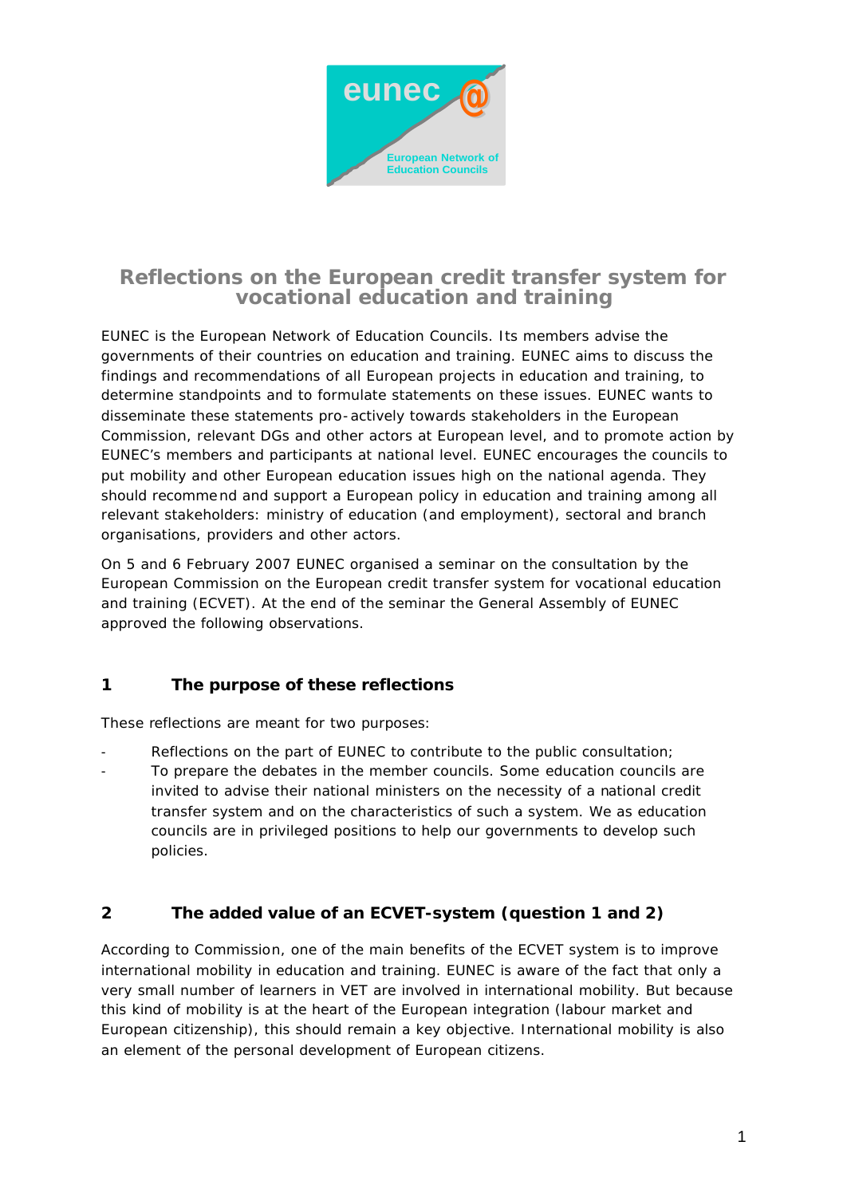eunec @

European Network of Education Councils

# Reflections on the European credit transfer system for vocational education and training

EUNEC is the European Network of Education Councils. Its members advise the governments of their countries on education and training. EUNEC aims to discuss the findings and recommendations of all European projects in education and training, to determine standpoints and to formulate statements on these issues. EUNEC wants to disseminate these statements pro-actively towards stakeholders in the European Commission, relevant DGs and other actors at European level, and to promote action by EUNEC's members and participants at national level. EUNEC encourages the councils to put mobility and other European education issues high on the national agenda. They should recommend and support a European policy in education and training among all relevant stakeholders: ministry of education (and employment), sectoral and branch organisations, providers and other actors.

On 5 and 6 February 2007 EUNEC organised a seminar on the consultation by the European Commission on the European credit transfer system for vocational education and training (ECVET). At the end of the seminar the General Assembly of EUNEC approved the following observations.

## 1 The purpose of these reflections

These reflections are meant for two purposes:

- Reflections on the part of EUNEC to contribute to the public consultation;
- To prepare the debates in the member councils. Some education councils are invited to advise their national ministers on the necessity of a national credit transfer system and on the characteristics of such a system. We as education councils are in privileged positions to help our governments to develop such policies.

## 2 The added value of an ECVET-system (question 1 and 2)

According to Commission, one of the main benefits of the ECVET system is to improve international mobility in education and training. EUNEC is aware of the fact that only a very small number of learners in VET are involved in international mobility. But because this kind of mobility is at the heart of the European integration (labour market and European citizenship), this should remain a key objective. International mobility is also an element of the personal development of European citizens.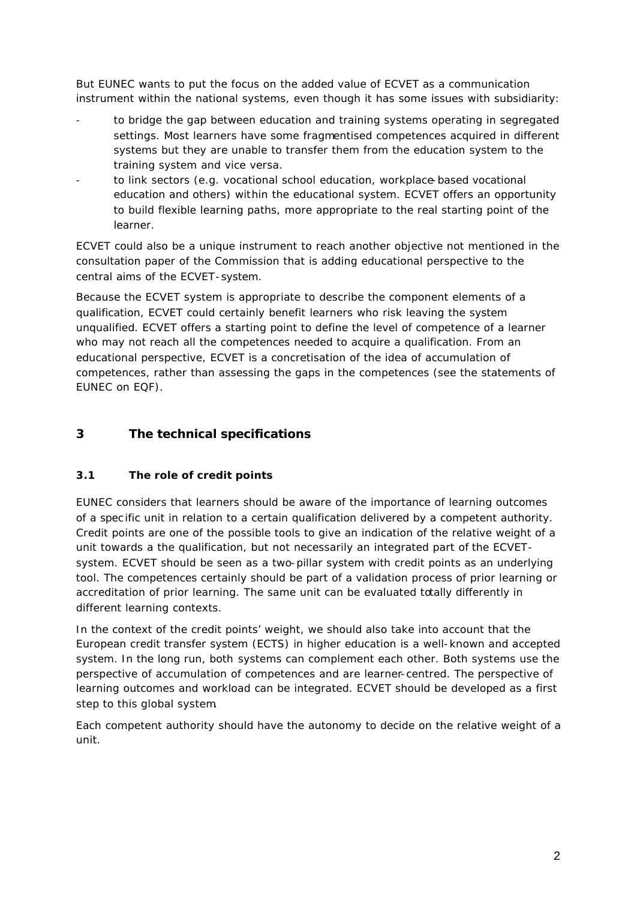But EUNEC wants to put the focus on the added value of ECVET as a communication instrument within the national systems, even though it has some issues with subsidiarity:

- to bridge the gap between education and training systems operating in segregated settings. Most learners have some fragmentised competences acquired in different systems but they are unable to transfer them from the education system to the training system and vice versa.
- to link sectors (e.g. vocational school education, workplace-based vocational education and others) within the educational system. ECVET offers an opportunity to build flexible learning paths, more appropriate to the real starting point of the learner.

ECVET could also be a unique instrument to reach another objective not mentioned in the consultation paper of the Commission that is adding educational perspective to the central aims of the ECVET-system.

Because the ECVET system is appropriate to describe the component elements of a qualification, ECVET could certainly benefit learners who risk leaving the system unqualified. ECVET offers a starting point to define the level of competence of a learner who may not reach all the competences needed to acquire a qualification. From an educational perspective, ECVET is a concretisation of the idea of accumulation of competences, rather than assessing the gaps in the competences (see the statements of EUNEC on EQF).

## 3 The technical specifications

### 3.1 The role of credit points

EUNEC considers that learners should be aware of the importance of learning outcomes of a specific unit in relation to a certain qualification delivered by a competent authority. Credit points are one of the possible tools to give an indication of the relative weight of a unit towards a the qualification, but not necessarily an integrated part of the ECVET-system. ECVET should be seen as a two-pillar system with credit points as an underlying tool. The competences certainly should be part of a validation process of prior learning or accreditation of prior learning. The same unit can be evaluated totally differently in different learning contexts.

In the context of the credit points' weight, we should also take into account that the European credit transfer system (ECTS) in higher education is a well-known and accepted system. In the long run, both systems can complement each other. Both systems use the perspective of accumulation of competences and are learner-centred. The perspective of learning outcomes and workload can be integrated. ECVET should be developed as a first step to this global system.

Each competent authority should have the autonomy to decide on the relative weight of a unit.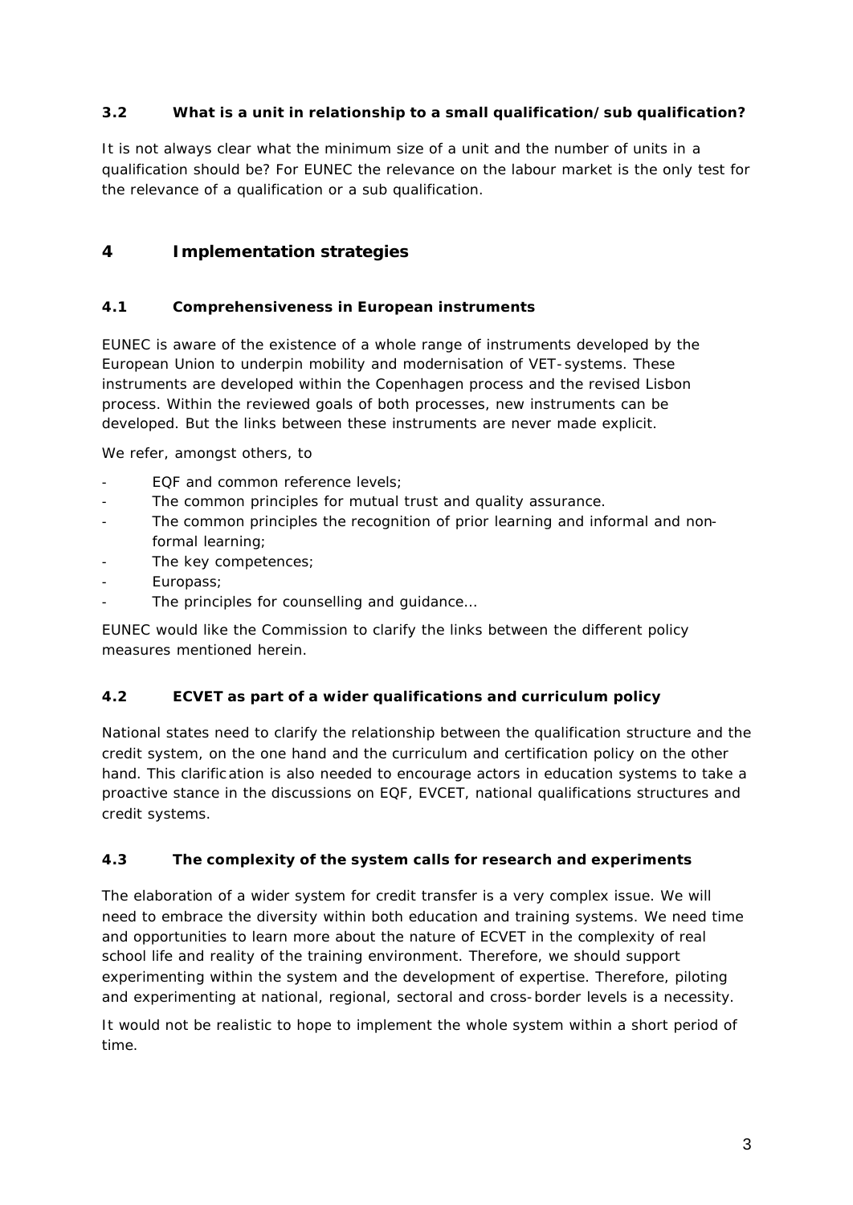### 3.2 What is a unit in relationship to a small qualification/sub qualification?

It is not always clear what the minimum size of a unit and the number of units in a qualification should be? For EUNEC the relevance on the labour market is the only test for the relevance of a qualification or a sub qualification.

## 4 Implementation strategies

### 4.1 Comprehensiveness in European instruments

EUNEC is aware of the existence of a whole range of instruments developed by the European Union to underpin mobility and modernisation of VET-systems. These instruments are developed within the Copenhagen process and the revised Lisbon process. Within the reviewed goals of both processes, new instruments can be developed. But the links between these instruments are never made explicit.

We refer, amongst others, to

- EQF and common reference levels;
- The common principles for mutual trust and quality assurance.
- The common principles the recognition of prior learning and informal and non-formal learning;
- The key competences;
- Europass;
- The principles for counselling and guidance…

EUNEC would like the Commission to clarify the links between the different policy measures mentioned herein.

### 4.2 ECVET as part of a wider qualifications and curriculum policy

National states need to clarify the relationship between the qualification structure and the credit system, on the one hand and the curriculum and certification policy on the other hand. This clarification is also needed to encourage actors in education systems to take a proactive stance in the discussions on EQF, EVCET, national qualifications structures and credit systems.

### 4.3 The complexity of the system calls for research and experiments

The elaboration of a wider system for credit transfer is a very complex issue. We will need to embrace the diversity within both education and training systems. We need time and opportunities to learn more about the nature of ECVET in the complexity of real school life and reality of the training environment. Therefore, we should support experimenting within the system and the development of expertise. Therefore, piloting and experimenting at national, regional, sectoral and cross-border levels is a necessity.

It would not be realistic to hope to implement the whole system within a short period of time.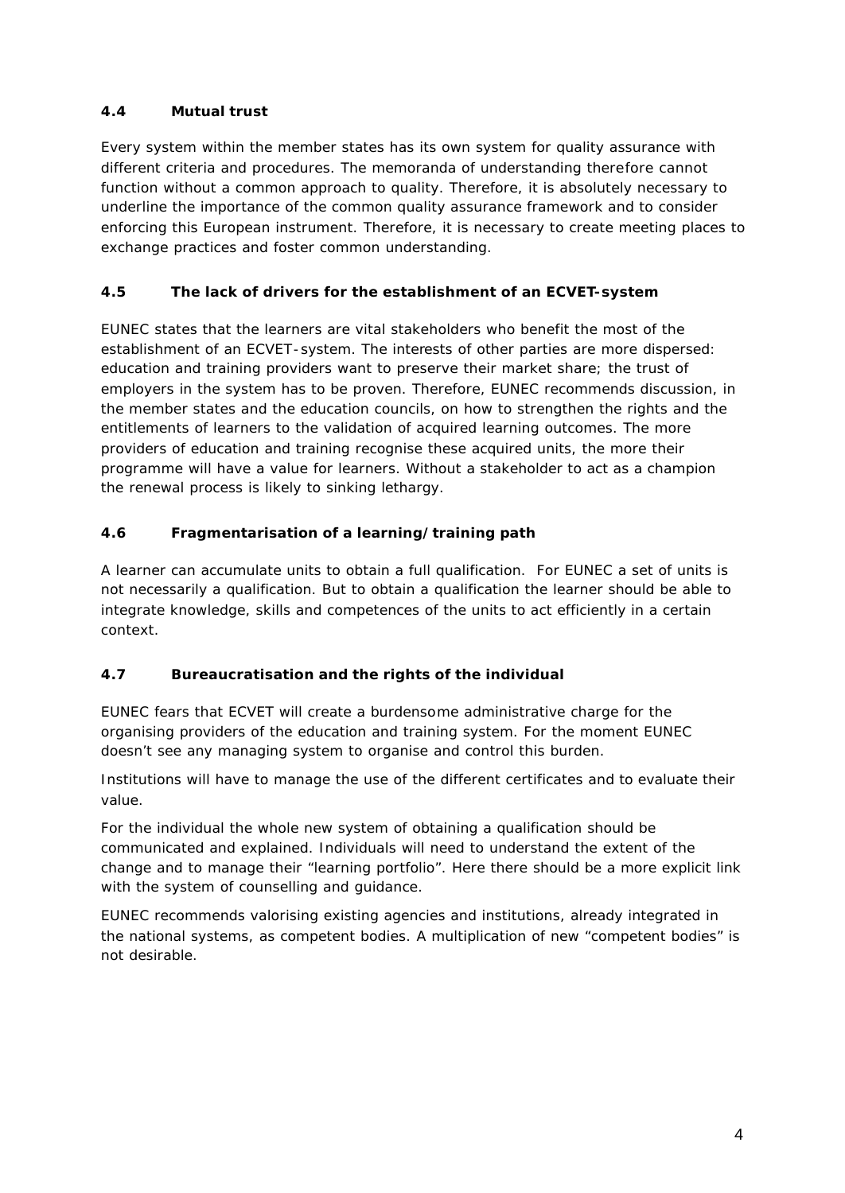### 4.4 Mutual trust

Every system within the member states has its own system for quality assurance with different criteria and procedures. The memoranda of understanding therefore cannot function without a common approach to quality. Therefore, it is absolutely necessary to underline the importance of the common quality assurance framework and to consider enforcing this European instrument. Therefore, it is necessary to create meeting places to exchange practices and foster common understanding.

### 4.5 The lack of drivers for the establishment of an ECVET-system

EUNEC states that the learners are vital stakeholders who benefit the most of the establishment of an ECVET-system. The interests of other parties are more dispersed: education and training providers want to preserve their market share; the trust of employers in the system has to be proven. Therefore, EUNEC recommends discussion, in the member states and the education councils, on how to strengthen the rights and the entitlements of learners to the validation of acquired learning outcomes. The more providers of education and training recognise these acquired units, the more their programme will have a value for learners. Without a stakeholder to act as a champion the renewal process is likely to sinking lethargy.

### 4.6 Fragmentarisation of a learning/training path

A learner can accumulate units to obtain a full qualification. For EUNEC a set of units is not necessarily a qualification. But to obtain a qualification the learner should be able to integrate knowledge, skills and competences of the units to act efficiently in a certain context.

### 4.7 Bureaucratisation and the rights of the individual

EUNEC fears that ECVET will create a burdensome administrative charge for the organising providers of the education and training system. For the moment EUNEC doesn't see any managing system to organise and control this burden.

Institutions will have to manage the use of the different certificates and to evaluate their value.

For the individual the whole new system of obtaining a qualification should be communicated and explained. Individuals will need to understand the extent of the change and to manage their "learning portfolio". Here there should be a more explicit link with the system of counselling and guidance.

EUNEC recommends valorising existing agencies and institutions, already integrated in the national systems, as competent bodies. A multiplication of new "competent bodies" is not desirable.